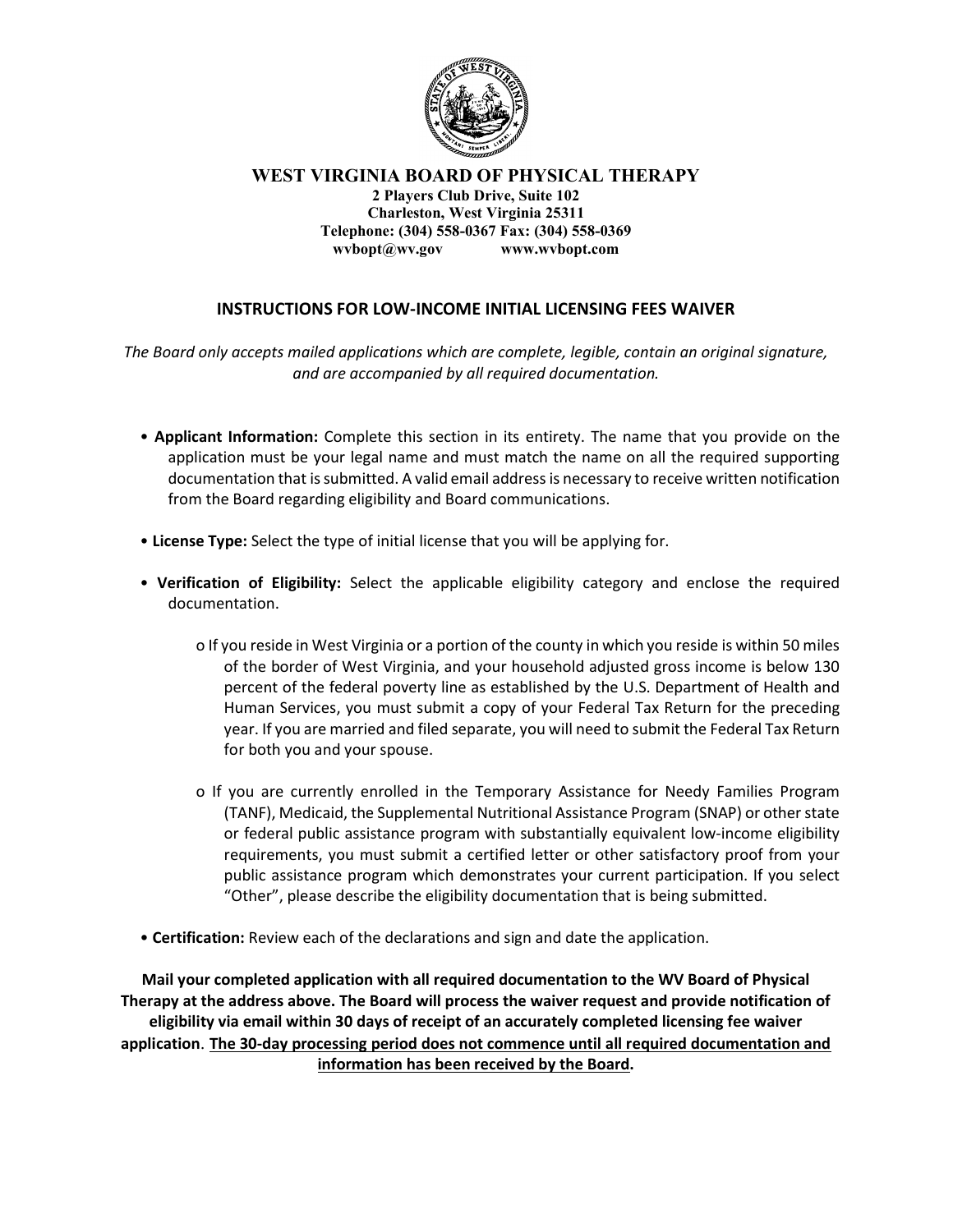# WEST VIRGINIA BOARD OF PHYSICAL THERAPY

**2 Players Club Drive, Suite 102**
**Charleston, West Virginia 25311**
**Telephone: (304) 558-0367 Fax: (304) 558-0369**
**wvbopt@wv.gov www.wvbopt.com**

## INSTRUCTIONS FOR LOW-INCOME INITIAL LICENSING FEES WAIVER

*The Board only accepts mailed applications which are complete, legible, contain an original signature, and are accompanied by all required documentation.*

- **Applicant Information:** Complete this section in its entirety. The name that you provide on the application must be your legal name and must match the name on all the required supporting documentation that is submitted. A valid email address is necessary to receive written notification from the Board regarding eligibility and Board communications.

- **License Type:** Select the type of initial license that you will be applying for.

- **Verification of Eligibility:** Select the applicable eligibility category and enclose the required documentation.

  - If you reside in West Virginia or a portion of the county in which you reside is within 50 miles of the border of West Virginia, and your household adjusted gross income is below 130 percent of the federal poverty line as established by the U.S. Department of Health and Human Services, you must submit a copy of your Federal Tax Return for the preceding year. If you are married and filed separate, you will need to submit the Federal Tax Return for both you and your spouse.

  - If you are currently enrolled in the Temporary Assistance for Needy Families Program (TANF), Medicaid, the Supplemental Nutritional Assistance Program (SNAP) or other state or federal public assistance program with substantially equivalent low-income eligibility requirements, you must submit a certified letter or other satisfactory proof from your public assistance program which demonstrates your current participation. If you select "Other", please describe the eligibility documentation that is being submitted.

- **Certification:** Review each of the declarations and sign and date the application.

**Mail your completed application with all required documentation to the WV Board of Physical Therapy at the address above. The Board will process the waiver request and provide notification of eligibility via email within 30 days of receipt of an accurately completed licensing fee waiver application. The 30-day processing period does not commence until all required documentation and information has been received by the Board.**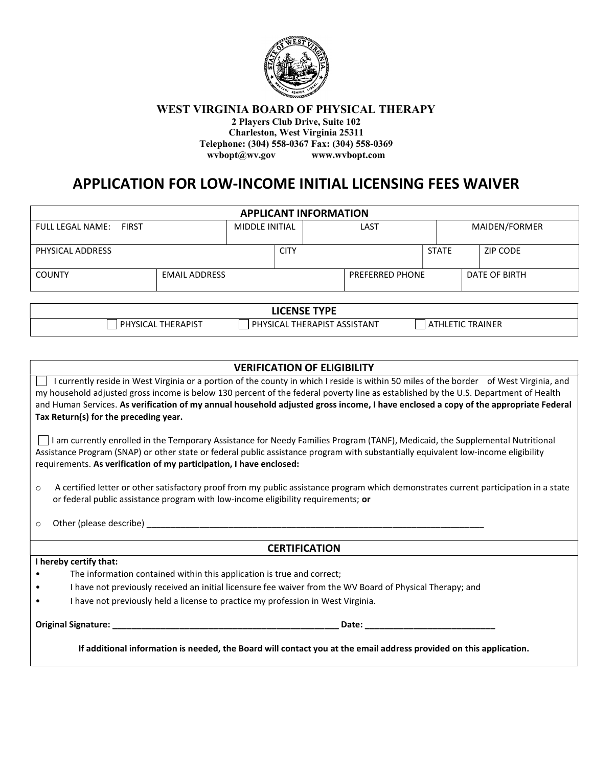# WEST VIRGINIA BOARD OF PHYSICAL THERAPY

**2 Players Club Drive, Suite 102**
**Charleston, West Virginia 25311**
**Telephone: (304) 558-0367 Fax: (304) 558-0369**
**wvbopt@wv.gov www.wvbopt.com**

# APPLICATION FOR LOW-INCOME INITIAL LICENSING FEES WAIVER

| APPLICANT INFORMATION | | | | |
|---|---|---|---|---|
| FULL LEGAL NAME: FIRST | MIDDLE INITIAL | LAST | MAIDEN/FORMER | |
| PHYSICAL ADDRESS | CITY | STATE | ZIP CODE | |
| COUNTY | EMAIL ADDRESS | PREFERRED PHONE | DATE OF BIRTH | |

| LICENSE TYPE | | |
|---|---|---|
| ☐ PHYSICAL THERAPIST | ☐ PHYSICAL THERAPIST ASSISTANT | ☐ ATHLETIC TRAINER |

## VERIFICATION OF ELIGIBILITY

☐ I currently reside in West Virginia or a portion of the county in which I reside is within 50 miles of the border of West Virginia, and my household adjusted gross income is below 130 percent of the federal poverty line as established by the U.S. Department of Health and Human Services. **As verification of my annual household adjusted gross income, I have enclosed a copy of the appropriate Federal Tax Return(s) for the preceding year.**

☐ I am currently enrolled in the Temporary Assistance for Needy Families Program (TANF), Medicaid, the Supplemental Nutritional Assistance Program (SNAP) or other state or federal public assistance program with substantially equivalent low-income eligibility requirements. **As verification of my participation, I have enclosed:**

- A certified letter or other satisfactory proof from my public assistance program which demonstrates current participation in a state or federal public assistance program with low-income eligibility requirements; **or**
- Other (please describe) ________________________________________________________________________

## CERTIFICATION

**I hereby certify that:**

- The information contained within this application is true and correct;
- I have not previously received an initial licensure fee waiver from the WV Board of Physical Therapy; and
- I have not previously held a license to practice my profession in West Virginia.

**Original Signature: ________________________________________________ Date: ___________________________**

**If additional information is needed, the Board will contact you at the email address provided on this application.**